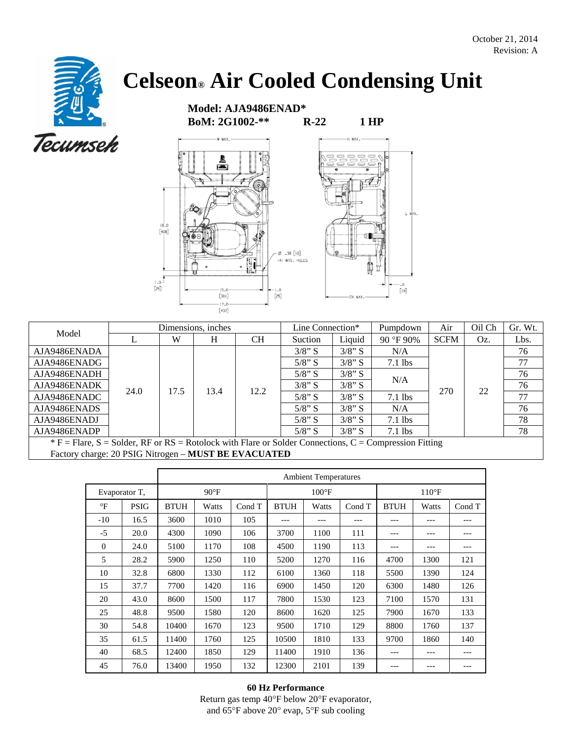October 21, 2014
Revision: A

# Celseon® Air Cooled Condensing Unit

**Model: AJA9486ENAD***
**BoM: 2G1002-**** **R-22** **1 HP**

| Model | Dimensions, inches | | | | Line Connection* | | Pumpdown | Air | Oil Ch | Gr. Wt. |
|---|---|---|---|---|---|---|---|---|---|---|
| | L | W | H | CH | Suction | Liquid | 90 °F 90% | SCFM | Oz. | Lbs. |
| AJA9486ENADA | 24.0 | 17.5 | 13.4 | 12.2 | 3/8” S | 3/8” S | N/A | 270 | 22 | 76 |
| AJA9486ENADG | | | | | 5/8” S | 3/8” S | 7.1 lbs | | | 77 |
| AJA9486ENADH | | | | | 5/8” S | 3/8” S | N/A | | | 76 |
| AJA9486ENADK | | | | | 3/8” S | 3/8” S | N/A | | | 76 |
| AJA9486ENADC | | | | | 5/8” S | 3/8” S | 7.1 lbs | | | 77 |
| AJA9486ENADS | | | | | 5/8” S | 3/8” S | N/A | | | 76 |
| AJA9486ENADJ | | | | | 5/8” S | 3/8” S | 7.1 lbs | | | 78 |
| AJA9486ENADP | | | | | 5/8” S | 3/8” S | 7.1 lbs | | | 78 |

* F = Flare, S = Solder, RF or RS = Rotolock with Flare or Solder Connections, C = Compression Fitting
Factory charge: 20 PSIG Nitrogen – **MUST BE EVACUATED**

| Evaporator T, | | Ambient Temperatures | | | | | | | | |
|---|---|---|---|---|---|---|---|---|---|---|
| | | 90°F | | | 100°F | | | 110°F | | |
| °F | PSIG | BTUH | Watts | Cond T | BTUH | Watts | Cond T | BTUH | Watts | Cond T |
| -10 | 16.5 | 3600 | 1010 | 105 | --- | --- | --- | --- | --- | --- |
| -5 | 20.0 | 4300 | 1090 | 106 | 3700 | 1100 | 111 | --- | --- | --- |
| 0 | 24.0 | 5100 | 1170 | 108 | 4500 | 1190 | 113 | --- | --- | --- |
| 5 | 28.2 | 5900 | 1250 | 110 | 5200 | 1270 | 116 | 4700 | 1300 | 121 |
| 10 | 32.8 | 6800 | 1330 | 112 | 6100 | 1360 | 118 | 5500 | 1390 | 124 |
| 15 | 37.7 | 7700 | 1420 | 116 | 6900 | 1450 | 120 | 6300 | 1480 | 126 |
| 20 | 43.0 | 8600 | 1500 | 117 | 7800 | 1530 | 123 | 7100 | 1570 | 131 |
| 25 | 48.8 | 9500 | 1580 | 120 | 8600 | 1620 | 125 | 7900 | 1670 | 133 |
| 30 | 54.8 | 10400 | 1670 | 123 | 9500 | 1710 | 129 | 8800 | 1760 | 137 |
| 35 | 61.5 | 11400 | 1760 | 125 | 10500 | 1810 | 133 | 9700 | 1860 | 140 |
| 40 | 68.5 | 12400 | 1850 | 129 | 11400 | 1910 | 136 | --- | --- | --- |
| 45 | 76.0 | 13400 | 1950 | 132 | 12300 | 2101 | 139 | --- | --- | --- |

**60 Hz Performance**
Return gas temp 40°F below 20°F evaporator,
and 65°F above 20° evap, 5°F sub cooling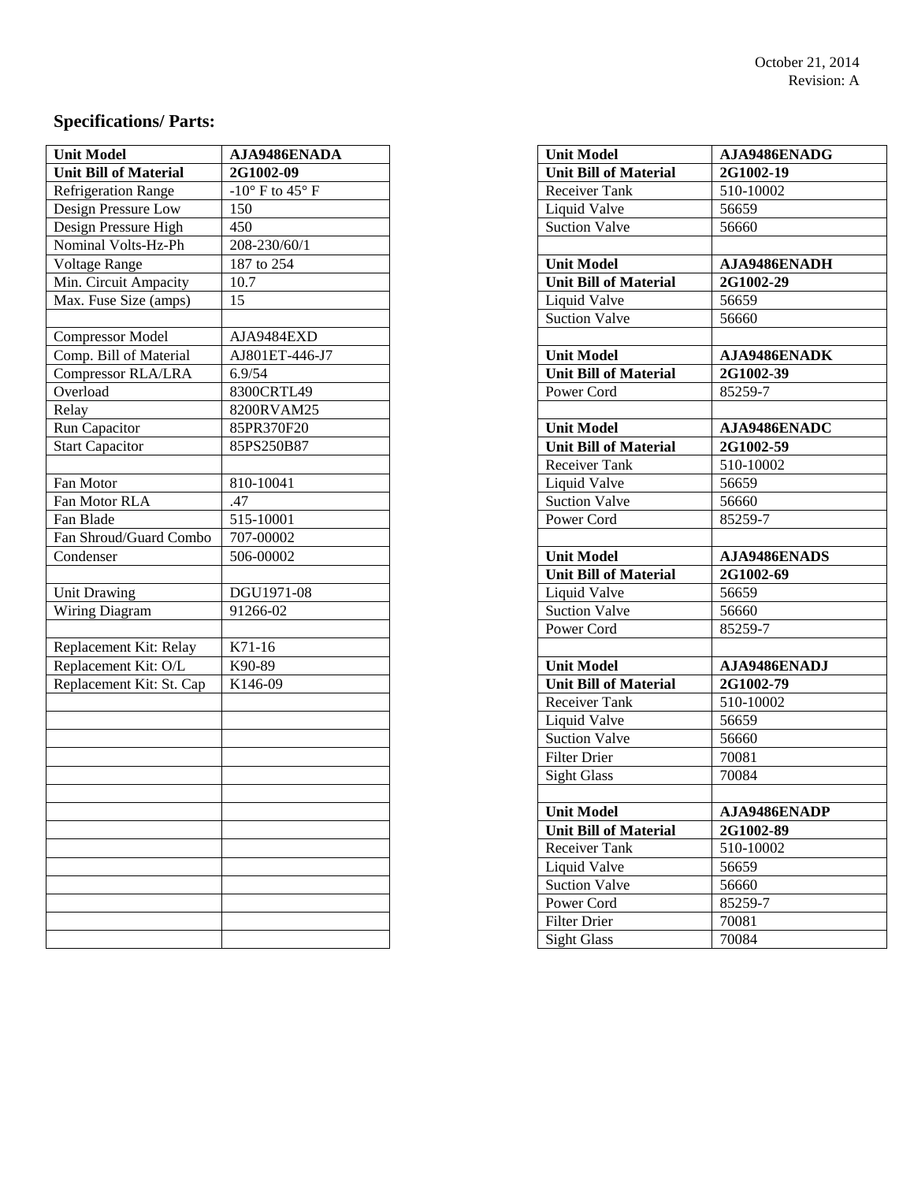## Specifications/ Parts:

| **Unit Model** | **AJA9486ENADA** |
|---|---|
| **Unit Bill of Material** | **2G1002-09** |
| Refrigeration Range | -10° F to 45° F |
| Design Pressure Low | 150 |
| Design Pressure High | 450 |
| Nominal Volts-Hz-Ph | 208-230/60/1 |
| Voltage Range | 187 to 254 |
| Min. Circuit Ampacity | 10.7 |
| Max. Fuse Size (amps) | 15 |
| | |
| Compressor Model | AJA9484EXD |
| Comp. Bill of Material | AJ801ET-446-J7 |
| Compressor RLA/LRA | 6.9/54 |
| Overload | 8300CRTL49 |
| Relay | 8200RVAM25 |
| Run Capacitor | 85PR370F20 |
| Start Capacitor | 85PS250B87 |
| | |
| Fan Motor | 810-10041 |
| Fan Motor RLA | .47 |
| Fan Blade | 515-10001 |
| Fan Shroud/Guard Combo | 707-00002 |
| Condenser | 506-00002 |
| | |
| Unit Drawing | DGU1971-08 |
| Wiring Diagram | 91266-02 |
| | |
| Replacement Kit: Relay | K71-16 |
| Replacement Kit: O/L | K90-89 |
| Replacement Kit: St. Cap | K146-09 |

| **Unit Model** | **AJA9486ENADG** |
|---|---|
| **Unit Bill of Material** | **2G1002-19** |
| Receiver Tank | 510-10002 |
| Liquid Valve | 56659 |
| Suction Valve | 56660 |
| | |
| **Unit Model** | **AJA9486ENADH** |
| **Unit Bill of Material** | **2G1002-29** |
| Liquid Valve | 56659 |
| Suction Valve | 56660 |
| | |
| **Unit Model** | **AJA9486ENADK** |
| **Unit Bill of Material** | **2G1002-39** |
| Power Cord | 85259-7 |
| | |
| **Unit Model** | **AJA9486ENADC** |
| **Unit Bill of Material** | **2G1002-59** |
| Receiver Tank | 510-10002 |
| Liquid Valve | 56659 |
| Suction Valve | 56660 |
| Power Cord | 85259-7 |
| | |
| **Unit Model** | **AJA9486ENADS** |
| **Unit Bill of Material** | **2G1002-69** |
| Liquid Valve | 56659 |
| Suction Valve | 56660 |
| Power Cord | 85259-7 |
| | |
| **Unit Model** | **AJA9486ENADJ** |
| **Unit Bill of Material** | **2G1002-79** |
| Receiver Tank | 510-10002 |
| Liquid Valve | 56659 |
| Suction Valve | 56660 |
| Filter Drier | 70081 |
| Sight Glass | 70084 |
| | |
| **Unit Model** | **AJA9486ENADP** |
| **Unit Bill of Material** | **2G1002-89** |
| Receiver Tank | 510-10002 |
| Liquid Valve | 56659 |
| Suction Valve | 56660 |
| Power Cord | 85259-7 |
| Filter Drier | 70081 |
| Sight Glass | 70084 |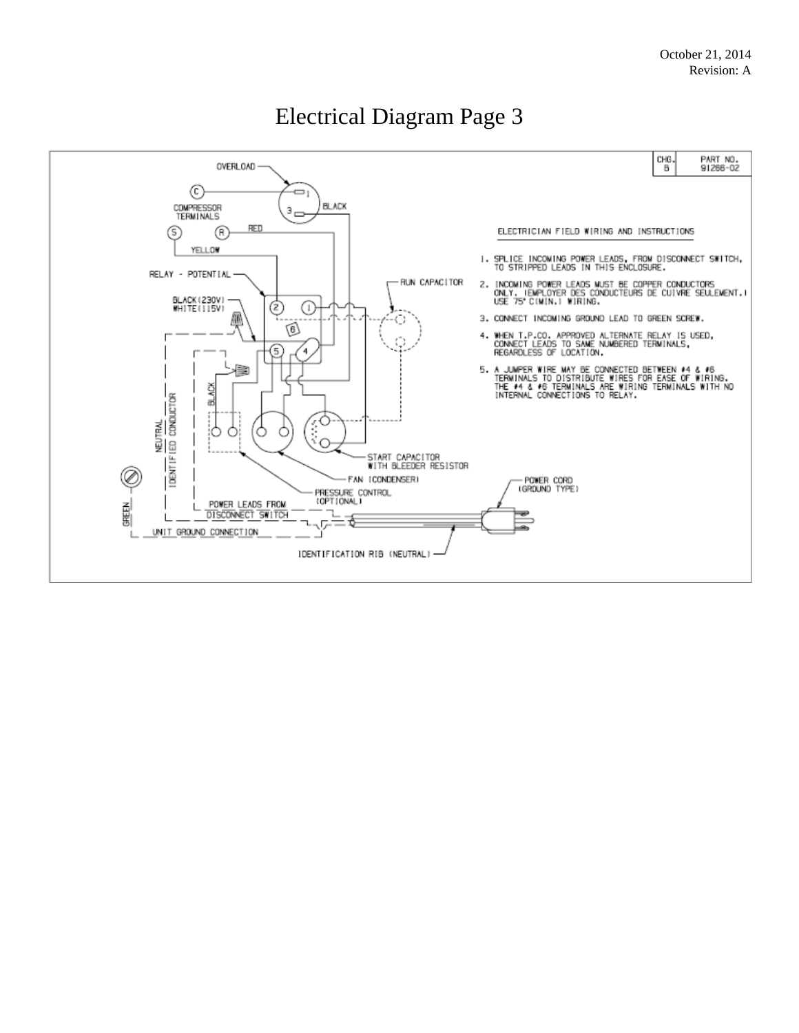# Electrical Diagram Page 3

| CHG. | PART NO. |
| --- | --- |
| B | 91266-02 |

OVERLOAD

COMPRESSOR TERMINALS

C

S

R

1

3

BLACK

RED

YELLOW

RELAY - POTENTIAL

BLACK (230V)
WHITE (115V)

RUN CAPACITOR

2

1

6

5

4

BLACK

NEUTRAL

IDENTIFIED CONDUCTOR

START CAPACITOR
WITH BLEEDER RESISTOR

FAN (CONDENSER)

PRESSURE CONTROL
(OPTIONAL)

POWER CORD
(GROUND TYPE)

GREEN

POWER LEADS FROM
DISCONNECT SWITCH

UNIT GROUND CONNECTION

IDENTIFICATION RIB (NEUTRAL)

## ELECTRICIAN FIELD WIRING AND INSTRUCTIONS

1. SPLICE INCOMING POWER LEADS, FROM DISCONNECT SWITCH, TO STRIPPED LEADS IN THIS ENCLOSURE.
2. INCOMING POWER LEADS MUST BE COPPER CONDUCTORS ONLY. (EMPLOYER DES CONDUCTEURS DE CUIVRE SEULEMENT.) USE 75° C(MIN.) WIRING.
3. CONNECT INCOMING GROUND LEAD TO GREEN SCREW.
4. WHEN T.P.CO. APPROVED ALTERNATE RELAY IS USED, CONNECT LEADS TO SAME NUMBERED TERMINALS, REGARDLESS OF LOCATION.
5. A JUMPER WIRE MAY BE CONNECTED BETWEEN #4 & #6 TERMINALS TO DISTRIBUTE WIRES FOR EASE OF WIRING. THE #4 & #6 TERMINALS ARE WIRING TERMINALS WITH NO INTERNAL CONNECTIONS TO RELAY.